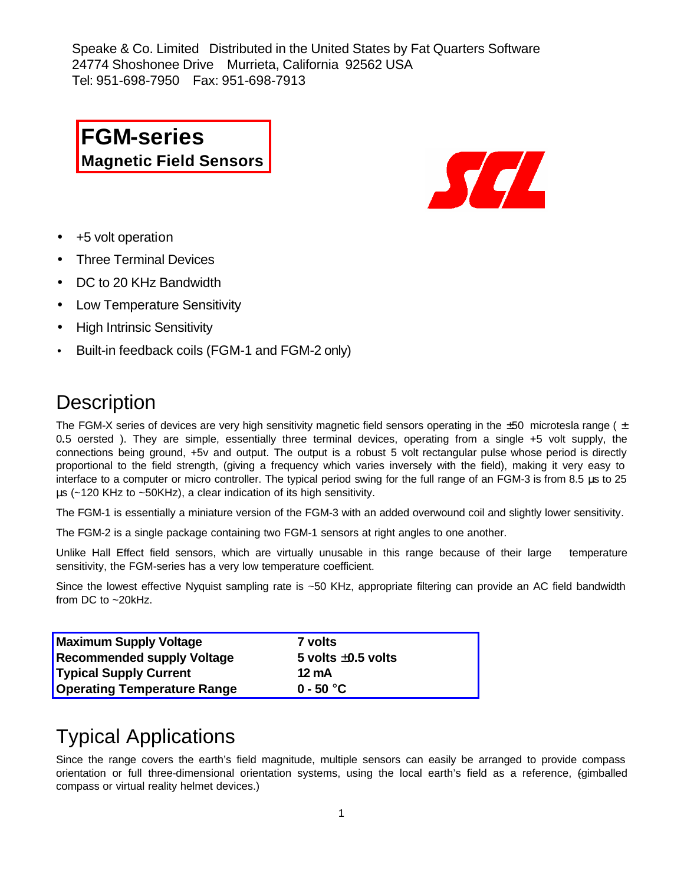Speake & Co. Limited   Distributed in the United States by Fat Quarters Software
24774 Shoshonee Drive   Murrieta, California  92562 USA
Tel: 951-698-7950   Fax: 951-698-7913

# FGM-series
**Magnetic Field Sensors**

- +5 volt operation
- Three Terminal Devices
- DC to 20 KHz Bandwidth
- Low Temperature Sensitivity
- High Intrinsic Sensitivity
- Built-in feedback coils (FGM-1 and FGM-2 only)

## Description

The FGM-X series of devices are very high sensitivity magnetic field sensors operating in the ±50 microtesla range ( ± 0.5 oersted ). They are simple, essentially three terminal devices, operating from a single +5 volt supply, the connections being ground, +5v and output. The output is a robust 5 volt rectangular pulse whose period is directly proportional to the field strength, (giving a frequency which varies inversely with the field), making it very easy to interface to a computer or micro controller. The typical period swing for the full range of an FGM-3 is from 8.5 µs to 25 µs (~120 KHz to ~50KHz), a clear indication of its high sensitivity.

The FGM-1 is essentially a miniature version of the FGM-3 with an added overwound coil and slightly lower sensitivity.

The FGM-2 is a single package containing two FGM-1 sensors at right angles to one another.

Unlike Hall Effect field sensors, which are virtually unusable in this range because of their large temperature sensitivity, the FGM-series has a very low temperature coefficient.

Since the lowest effective Nyquist sampling rate is ~50 KHz, appropriate filtering can provide an AC field bandwidth from DC to ~20kHz.

| | |
|---|---|
| **Maximum Supply Voltage** | **7 volts** |
| **Recommended supply Voltage** | **5 volts ±0.5 volts** |
| **Typical Supply Current** | **12 mA** |
| **Operating Temperature Range** | **0 - 50 °C** |

## Typical Applications

Since the range covers the earth's field magnitude, multiple sensors can easily be arranged to provide compass orientation or full three-dimensional orientation systems, using the local earth's field as a reference, (gimballed compass or virtual reality helmet devices.)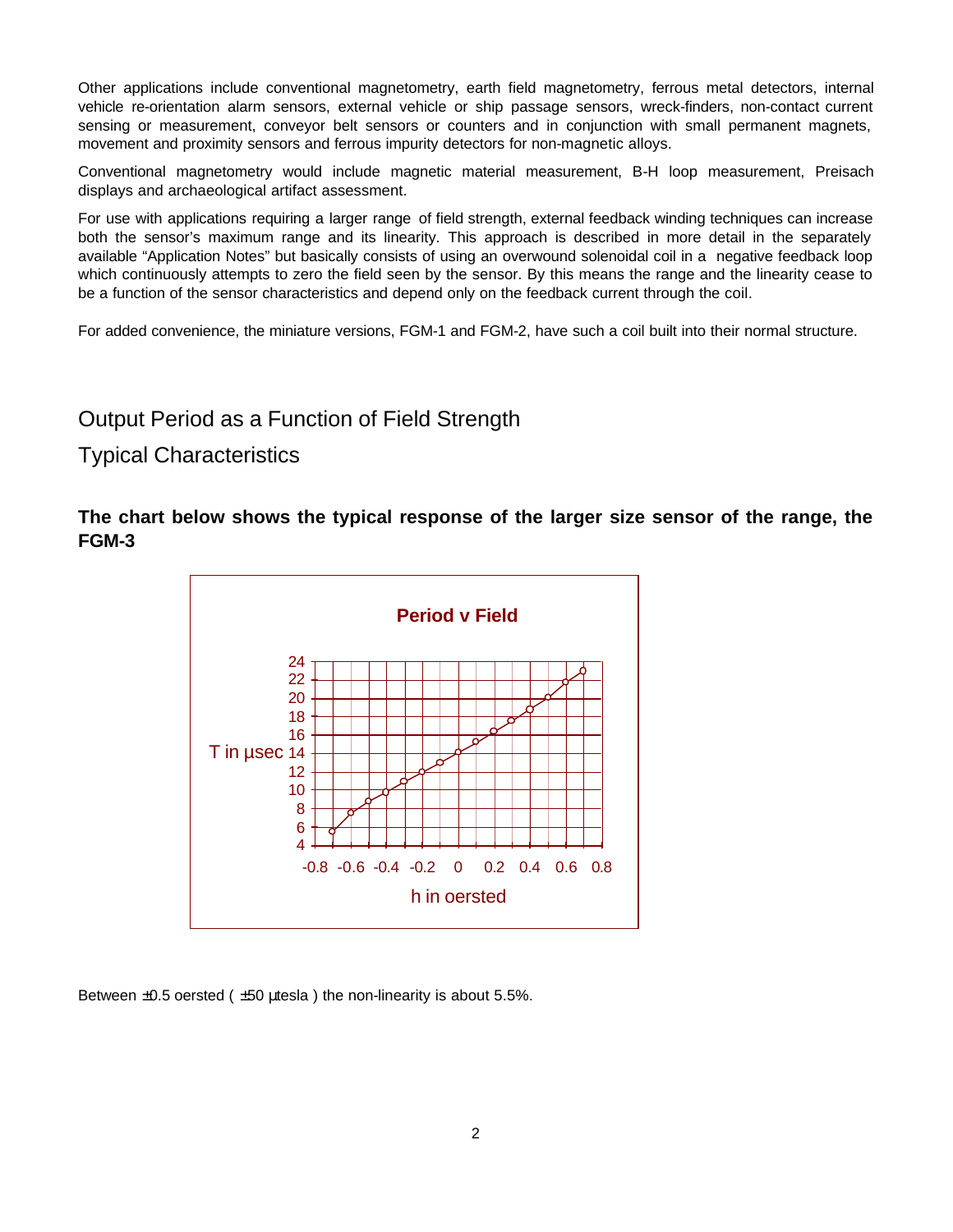Other applications include conventional magnetometry, earth field magnetometry, ferrous metal detectors, internal vehicle re-orientation alarm sensors, external vehicle or ship passage sensors, wreck-finders, non-contact current sensing or measurement, conveyor belt sensors or counters and in conjunction with small permanent magnets, movement and proximity sensors and ferrous impurity detectors for non-magnetic alloys.

Conventional magnetometry would include magnetic material measurement, B-H loop measurement, Preisach displays and archaeological artifact assessment.

For use with applications requiring a larger range of field strength, external feedback winding techniques can increase both the sensor's maximum range and its linearity. This approach is described in more detail in the separately available "Application Notes" but basically consists of using an overwound solenoidal coil in a negative feedback loop which continuously attempts to zero the field seen by the sensor. By this means the range and the linearity cease to be a function of the sensor characteristics and depend only on the feedback current through the coil.

For added convenience, the miniature versions, FGM-1 and FGM-2, have such a coil built into their normal structure.

## Output Period as a Function of Field Strength

## Typical Characteristics

**The chart below shows the typical response of the larger size sensor of the range, the FGM-3**

Period v Field

Between ±0.5 oersted ( ±50 µtesla ) the non-linearity is about 5.5%.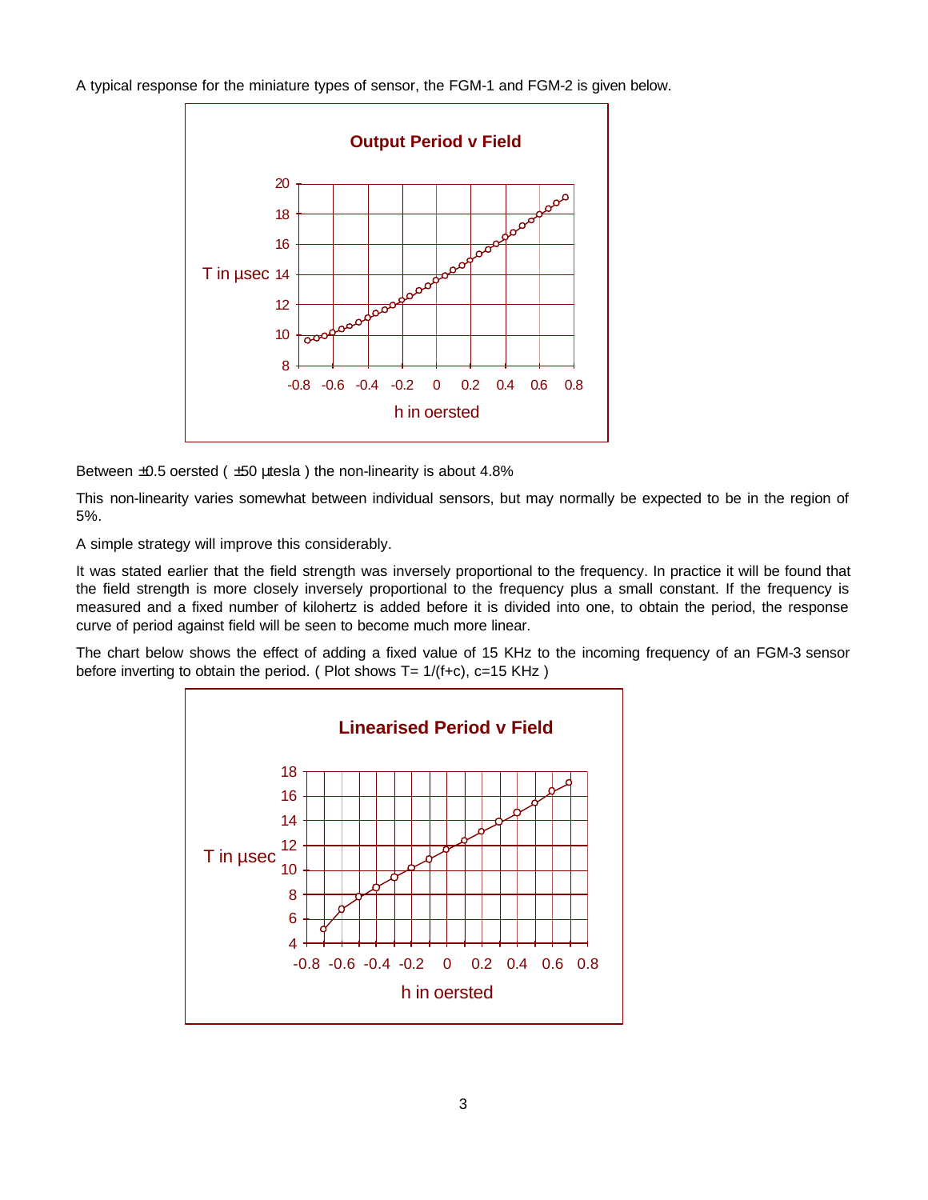A typical response for the miniature types of sensor, the FGM-1 and FGM-2 is given below.

Between ±0.5 oersted ( ±50 µtesla ) the non-linearity is about 4.8%

This non-linearity varies somewhat between individual sensors, but may normally be expected to be in the region of 5%.

A simple strategy will improve this considerably.

It was stated earlier that the field strength was inversely proportional to the frequency. In practice it will be found that the field strength is more closely inversely proportional to the frequency plus a small constant. If the frequency is measured and a fixed number of kilohertz is added before it is divided into one, to obtain the period, the response curve of period against field will be seen to become much more linear.

The chart below shows the effect of adding a fixed value of 15 KHz to the incoming frequency of an FGM-3 sensor before inverting to obtain the period. ( Plot shows $T = 1/(f+c)$, $c = 15$ KHz )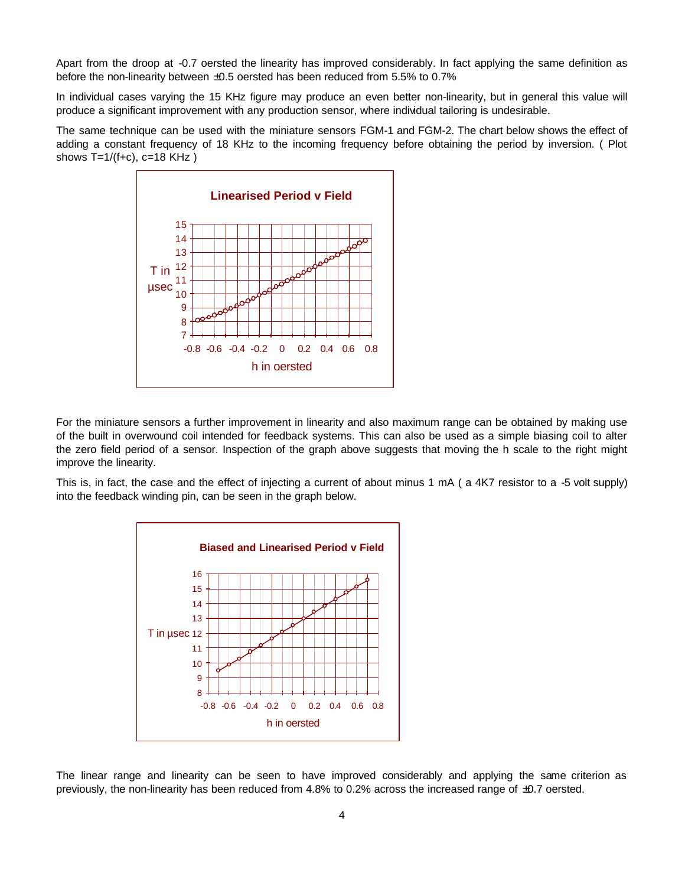Apart from the droop at -0.7 oersted the linearity has improved considerably. In fact applying the same definition as before the non-linearity between ±0.5 oersted has been reduced from 5.5% to 0.7%

In individual cases varying the 15 KHz figure may produce an even better non-linearity, but in general this value will produce a significant improvement with any production sensor, where individual tailoring is undesirable.

The same technique can be used with the miniature sensors FGM-1 and FGM-2. The chart below shows the effect of adding a constant frequency of 18 KHz to the incoming frequency before obtaining the period by inversion. ( Plot shows $T=1/(f+c)$, $c=18$ KHz )

**Linearised Period v Field**

For the miniature sensors a further improvement in linearity and also maximum range can be obtained by making use of the built in overwound coil intended for feedback systems. This can also be used as a simple biasing coil to alter the zero field period of a sensor. Inspection of the graph above suggests that moving the h scale to the right might improve the linearity.

This is, in fact, the case and the effect of injecting a current of about minus 1 mA ( a 4K7 resistor to a -5 volt supply) into the feedback winding pin, can be seen in the graph below.

**Biased and Linearised Period v Field**

The linear range and linearity can be seen to have improved considerably and applying the same criterion as previously, the non-linearity has been reduced from 4.8% to 0.2% across the increased range of ±0.7 oersted.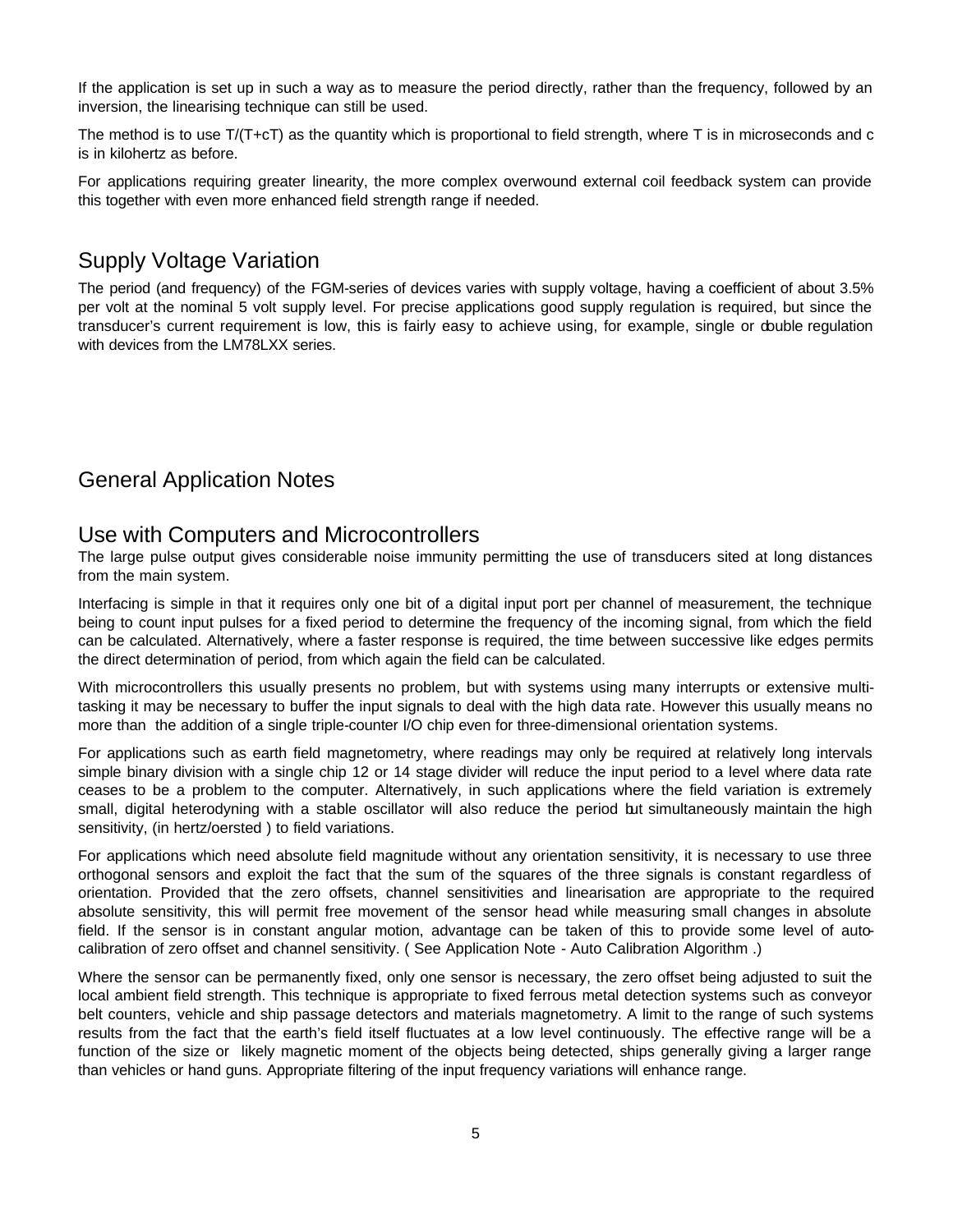If the application is set up in such a way as to measure the period directly, rather than the frequency, followed by an inversion, the linearising technique can still be used.

The method is to use $T/(T+cT)$ as the quantity which is proportional to field strength, where T is in microseconds and c is in kilohertz as before.

For applications requiring greater linearity, the more complex overwound external coil feedback system can provide this together with even more enhanced field strength range if needed.

## Supply Voltage Variation

The period (and frequency) of the FGM-series of devices varies with supply voltage, having a coefficient of about 3.5% per volt at the nominal 5 volt supply level. For precise applications good supply regulation is required, but since the transducer's current requirement is low, this is fairly easy to achieve using, for example, single or double regulation with devices from the LM78LXX series.

## General Application Notes

## Use with Computers and Microcontrollers

The large pulse output gives considerable noise immunity permitting the use of transducers sited at long distances from the main system.

Interfacing is simple in that it requires only one bit of a digital input port per channel of measurement, the technique being to count input pulses for a fixed period to determine the frequency of the incoming signal, from which the field can be calculated. Alternatively, where a faster response is required, the time between successive like edges permits the direct determination of period, from which again the field can be calculated.

With microcontrollers this usually presents no problem, but with systems using many interrupts or extensive multi-tasking it may be necessary to buffer the input signals to deal with the high data rate. However this usually means no more than the addition of a single triple-counter I/O chip even for three-dimensional orientation systems.

For applications such as earth field magnetometry, where readings may only be required at relatively long intervals simple binary division with a single chip 12 or 14 stage divider will reduce the input period to a level where data rate ceases to be a problem to the computer. Alternatively, in such applications where the field variation is extremely small, digital heterodyning with a stable oscillator will also reduce the period but simultaneously maintain the high sensitivity, (in hertz/oersted ) to field variations.

For applications which need absolute field magnitude without any orientation sensitivity, it is necessary to use three orthogonal sensors and exploit the fact that the sum of the squares of the three signals is constant regardless of orientation. Provided that the zero offsets, channel sensitivities and linearisation are appropriate to the required absolute sensitivity, this will permit free movement of the sensor head while measuring small changes in absolute field. If the sensor is in constant angular motion, advantage can be taken of this to provide some level of auto-calibration of zero offset and channel sensitivity. ( See Application Note - Auto Calibration Algorithm .)

Where the sensor can be permanently fixed, only one sensor is necessary, the zero offset being adjusted to suit the local ambient field strength. This technique is appropriate to fixed ferrous metal detection systems such as conveyor belt counters, vehicle and ship passage detectors and materials magnetometry. A limit to the range of such systems results from the fact that the earth's field itself fluctuates at a low level continuously. The effective range will be a function of the size or likely magnetic moment of the objects being detected, ships generally giving a larger range than vehicles or hand guns. Appropriate filtering of the input frequency variations will enhance range.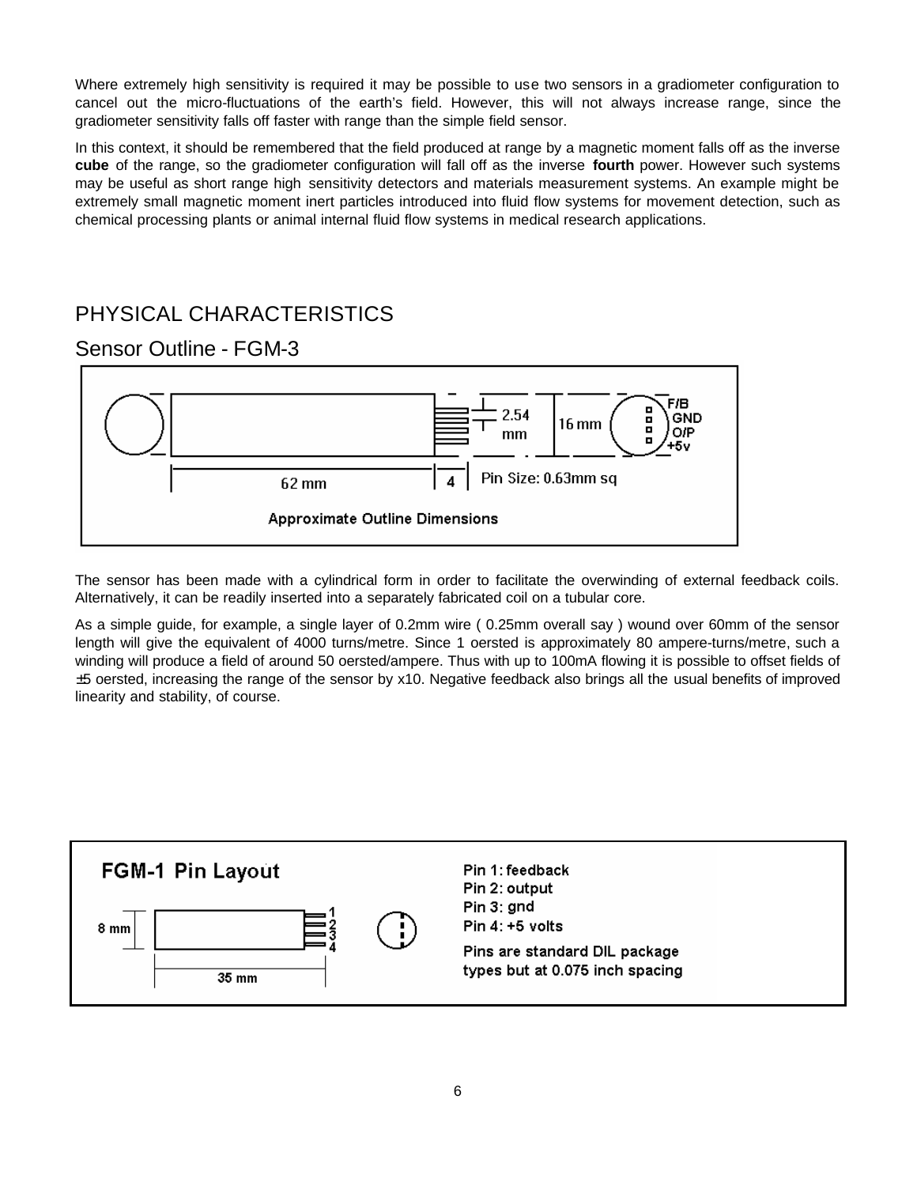Where extremely high sensitivity is required it may be possible to use two sensors in a gradiometer configuration to cancel out the micro-fluctuations of the earth's field. However, this will not always increase range, since the gradiometer sensitivity falls off faster with range than the simple field sensor.

In this context, it should be remembered that the field produced at range by a magnetic moment falls off as the inverse **cube** of the range, so the gradiometer configuration will fall off as the inverse **fourth** power. However such systems may be useful as short range high sensitivity detectors and materials measurement systems. An example might be extremely small magnetic moment inert particles introduced into fluid flow systems for movement detection, such as chemical processing plants or animal internal fluid flow systems in medical research applications.

# PHYSICAL CHARACTERISTICS

## Sensor Outline - FGM-3

2.54 mm

16 mm

F/B
GND
O/P
+5v

62 mm

4

Pin Size: 0.63mm sq

**Approximate Outline Dimensions**

The sensor has been made with a cylindrical form in order to facilitate the overwinding of external feedback coils. Alternatively, it can be readily inserted into a separately fabricated coil on a tubular core.

As a simple guide, for example, a single layer of 0.2mm wire ( 0.25mm overall say ) wound over 60mm of the sensor length will give the equivalent of 4000 turns/metre. Since 1 oersted is approximately 80 ampere-turns/metre, such a winding will produce a field of around 50 oersted/ampere. Thus with up to 100mA flowing it is possible to offset fields of ±5 oersted, increasing the range of the sensor by x10. Negative feedback also brings all the usual benefits of improved linearity and stability, of course.

**FGM-1 Pin Layout**

8 mm

35 mm

1
2
3
4

Pin 1: feedback
Pin 2: output
Pin 3: gnd
Pin 4: +5 volts

Pins are standard DIL package types but at 0.075 inch spacing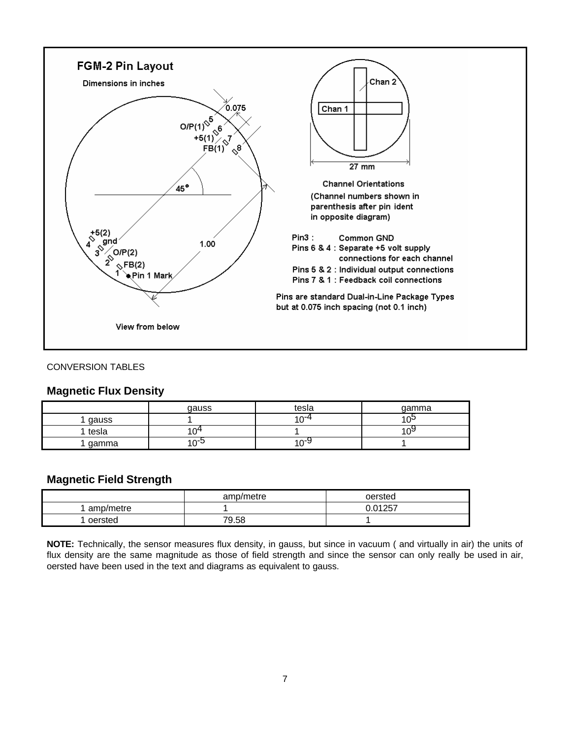FGM-2 Pin Layout

Dimensions in inches

0.075

O/P(1) 5

6

+5(1) 7

FB(1) 8

45°

+5(2)

4 gnd

3 O/P(2)

2 FB(2)

1 Pin 1 Mark

1.00

View from below

Chan 2

Chan 1

27 mm

Channel Orientations

(Channel numbers shown in parenthesis after pin ident in opposite diagram)

Pin3 : Common GND

Pins 6 & 4 : Separate +5 volt supply connections for each channel

Pins 5 & 2 : Individual output connections

Pins 7 & 1 : Feedback coil connections

Pins are standard Dual-in-Line Package Types but at 0.075 inch spacing (not 0.1 inch)

CONVERSION TABLES

## Magnetic Flux Density

| | gauss | tesla | gamma |
|---|---|---|---|
| 1 gauss | 1 | $10^{-4}$ | $10^{5}$ |
| 1 tesla | $10^{4}$ | 1 | $10^{9}$ |
| 1 gamma | $10^{-5}$ | $10^{-9}$ | 1 |

## Magnetic Field Strength

| | amp/metre | oersted |
|---|---|---|
| 1 amp/metre | 1 | 0.01257 |
| 1 oersted | 79.58 | 1 |

**NOTE:** Technically, the sensor measures flux density, in gauss, but since in vacuum ( and virtually in air) the units of flux density are the same magnitude as those of field strength and since the sensor can only really be used in air, oersted have been used in the text and diagrams as equivalent to gauss.